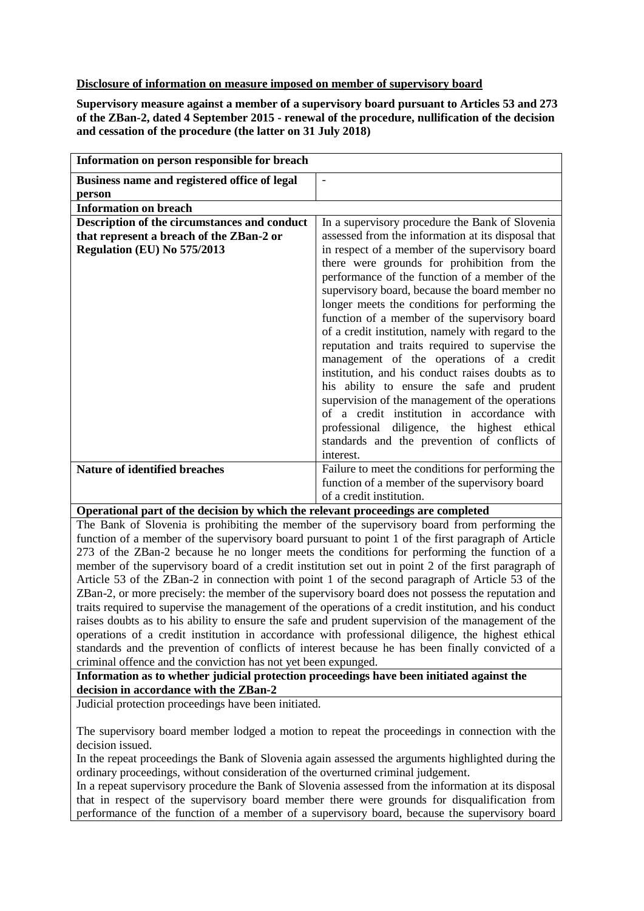**Disclosure of information on measure imposed on member of supervisory board**

**Supervisory measure against a member of a supervisory board pursuant to Articles 53 and 273 of the ZBan-2, dated 4 September 2015 - renewal of the procedure, nullification of the decision and cessation of the procedure (the latter on 31 July 2018)**

| **Information on person responsible for breach** | |
|---|---|
| **Business name and registered office of legal person** | - |
| **Information on breach** | |
| **Description of the circumstances and conduct that represent a breach of the ZBan-2 or Regulation (EU) No 575/2013** | In a supervisory procedure the Bank of Slovenia assessed from the information at its disposal that in respect of a member of the supervisory board there were grounds for prohibition from the performance of the function of a member of the supervisory board, because the board member no longer meets the conditions for performing the function of a member of the supervisory board of a credit institution, namely with regard to the reputation and traits required to supervise the management of the operations of a credit institution, and his conduct raises doubts as to his ability to ensure the safe and prudent supervision of the management of the operations of a credit institution in accordance with professional diligence, the highest ethical standards and the prevention of conflicts of interest. |
| **Nature of identified breaches** | Failure to meet the conditions for performing the function of a member of the supervisory board of a credit institution. |
| **Operational part of the decision by which the relevant proceedings are completed** | |
| The Bank of Slovenia is prohibiting the member of the supervisory board from performing the function of a member of the supervisory board pursuant to point 1 of the first paragraph of Article 273 of the ZBan-2 because he no longer meets the conditions for performing the function of a member of the supervisory board of a credit institution set out in point 2 of the first paragraph of Article 53 of the ZBan-2 in connection with point 1 of the second paragraph of Article 53 of the ZBan-2, or more precisely: the member of the supervisory board does not possess the reputation and traits required to supervise the management of the operations of a credit institution, and his conduct raises doubts as to his ability to ensure the safe and prudent supervision of the management of the operations of a credit institution in accordance with professional diligence, the highest ethical standards and the prevention of conflicts of interest because he has been finally convicted of a criminal offence and the conviction has not yet been expunged. | |
| **Information as to whether judicial protection proceedings have been initiated against the decision in accordance with the ZBan-2** | |
| Judicial protection proceedings have been initiated.<br><br>The supervisory board member lodged a motion to repeat the proceedings in connection with the decision issued.<br>In the repeat proceedings the Bank of Slovenia again assessed the arguments highlighted during the ordinary proceedings, without consideration of the overturned criminal judgement.<br>In a repeat supervisory procedure the Bank of Slovenia assessed from the information at its disposal that in respect of the supervisory board member there were grounds for disqualification from performance of the function of a member of a supervisory board, because the supervisory board | |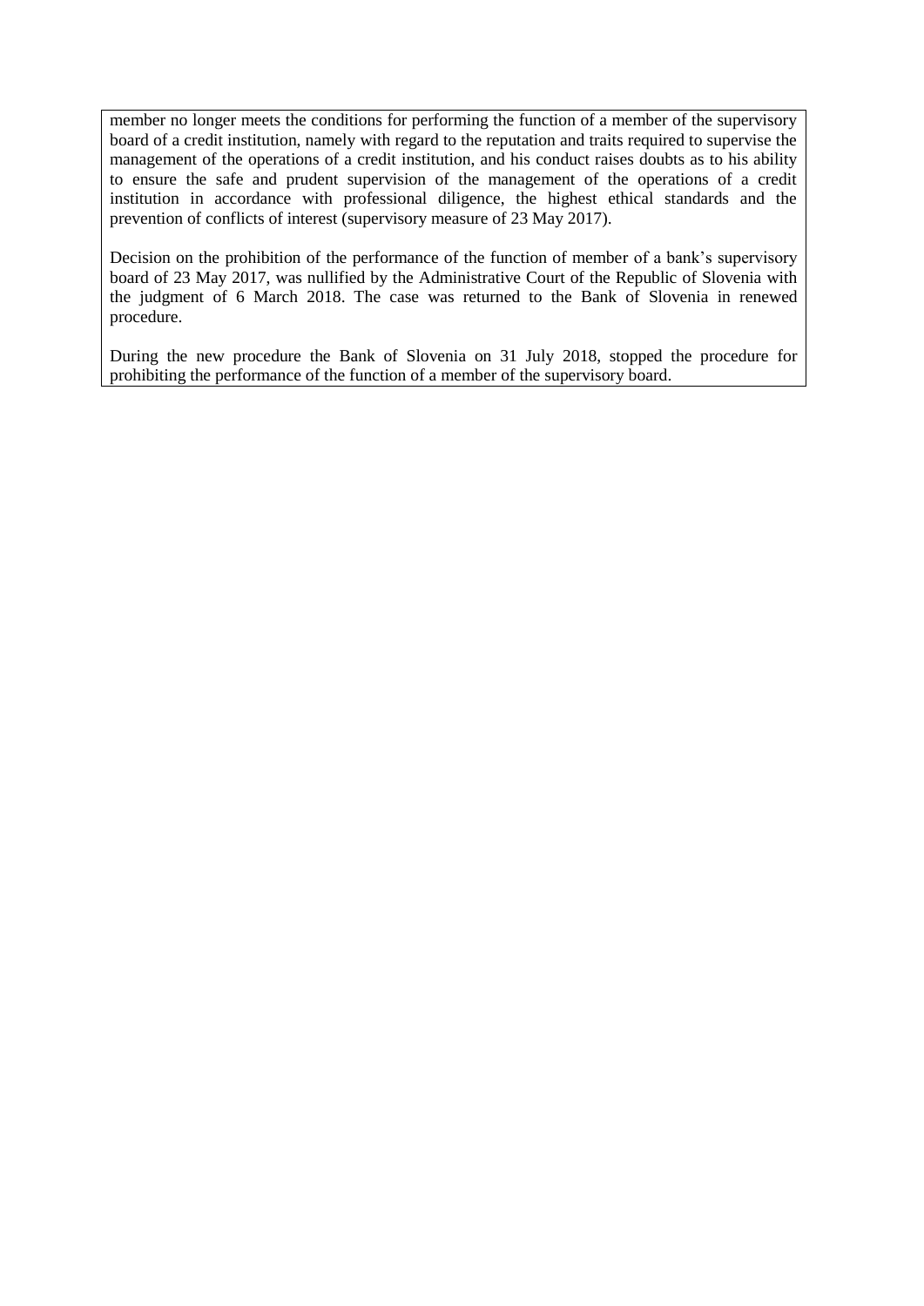member no longer meets the conditions for performing the function of a member of the supervisory board of a credit institution, namely with regard to the reputation and traits required to supervise the management of the operations of a credit institution, and his conduct raises doubts as to his ability to ensure the safe and prudent supervision of the management of the operations of a credit institution in accordance with professional diligence, the highest ethical standards and the prevention of conflicts of interest (supervisory measure of 23 May 2017).

Decision on the prohibition of the performance of the function of member of a bank's supervisory board of 23 May 2017, was nullified by the Administrative Court of the Republic of Slovenia with the judgment of 6 March 2018. The case was returned to the Bank of Slovenia in renewed procedure.

During the new procedure the Bank of Slovenia on 31 July 2018, stopped the procedure for prohibiting the performance of the function of a member of the supervisory board.